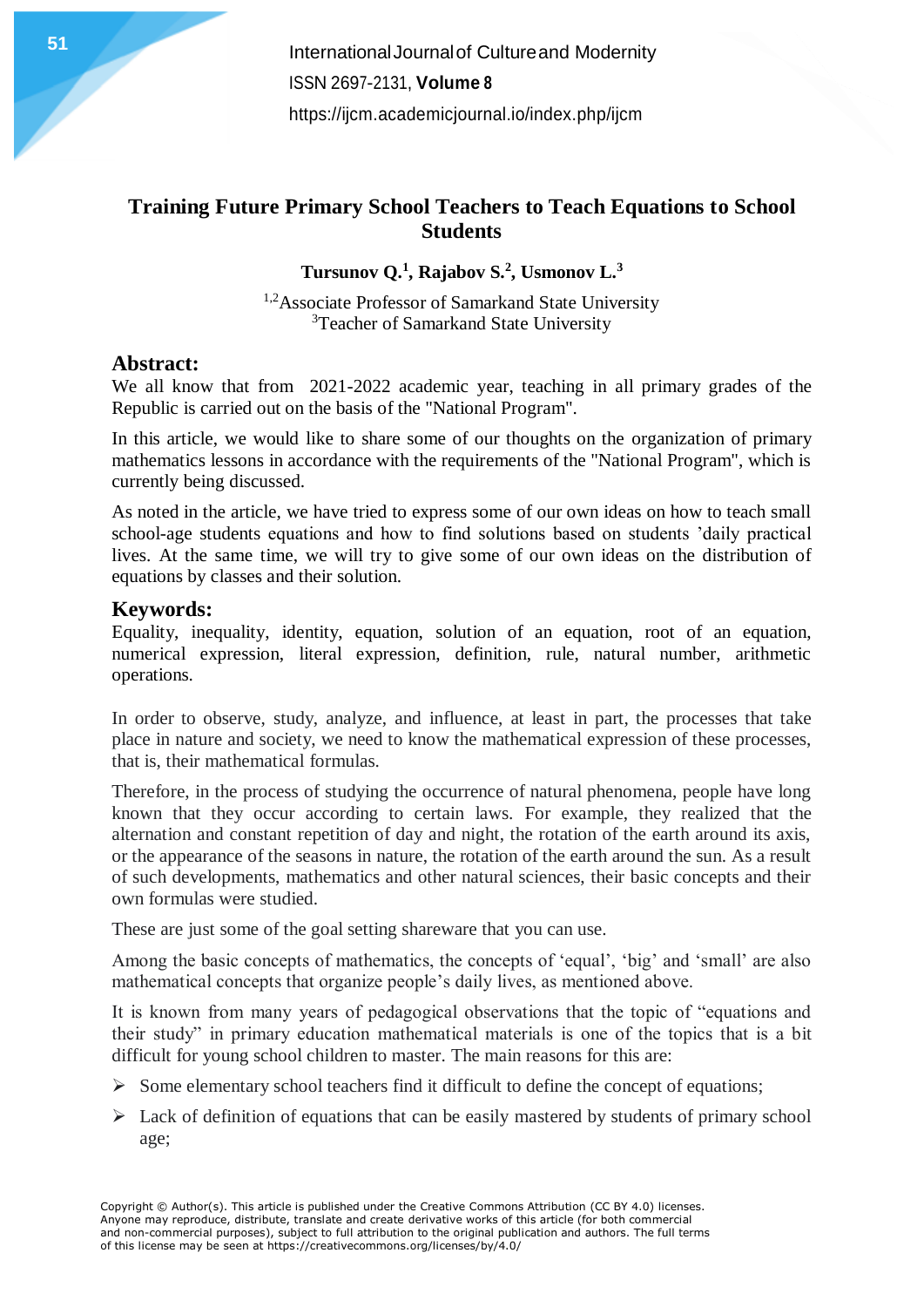# Training Future Primary School Teachers to Teach Equations to School Students

**Tursunov Q.[1], Rajabov S.[2], Usmonov L.[3]**

[1,2]Associate Professor of Samarkand State University
[3]Teacher of Samarkand State University

## Abstract:

We all know that from 2021-2022 academic year, teaching in all primary grades of the Republic is carried out on the basis of the "National Program".

In this article, we would like to share some of our thoughts on the organization of primary mathematics lessons in accordance with the requirements of the "National Program", which is currently being discussed.

As noted in the article, we have tried to express some of our own ideas on how to teach small school-age students equations and how to find solutions based on students 'daily practical lives. At the same time, we will try to give some of our own ideas on the distribution of equations by classes and their solution.

## Keywords:

Equality, inequality, identity, equation, solution of an equation, root of an equation, numerical expression, literal expression, definition, rule, natural number, arithmetic operations.

In order to observe, study, analyze, and influence, at least in part, the processes that take place in nature and society, we need to know the mathematical expression of these processes, that is, their mathematical formulas.

Therefore, in the process of studying the occurrence of natural phenomena, people have long known that they occur according to certain laws. For example, they realized that the alternation and constant repetition of day and night, the rotation of the earth around its axis, or the appearance of the seasons in nature, the rotation of the earth around the sun. As a result of such developments, mathematics and other natural sciences, their basic concepts and their own formulas were studied.

These are just some of the goal setting shareware that you can use.

Among the basic concepts of mathematics, the concepts of 'equal', 'big' and 'small' are also mathematical concepts that organize people's daily lives, as mentioned above.

It is known from many years of pedagogical observations that the topic of "equations and their study" in primary education mathematical materials is one of the topics that is a bit difficult for young school children to master. The main reasons for this are:

- Some elementary school teachers find it difficult to define the concept of equations;
- Lack of definition of equations that can be easily mastered by students of primary school age;

Copyright © Author(s). This article is published under the Creative Commons Attribution (CC BY 4.0) licenses. Anyone may reproduce, distribute, translate and create derivative works of this article (for both commercial and non-commercial purposes), subject to full attribution to the original publication and authors. The full terms of this license may be seen at https://creativecommons.org/licenses/by/4.0/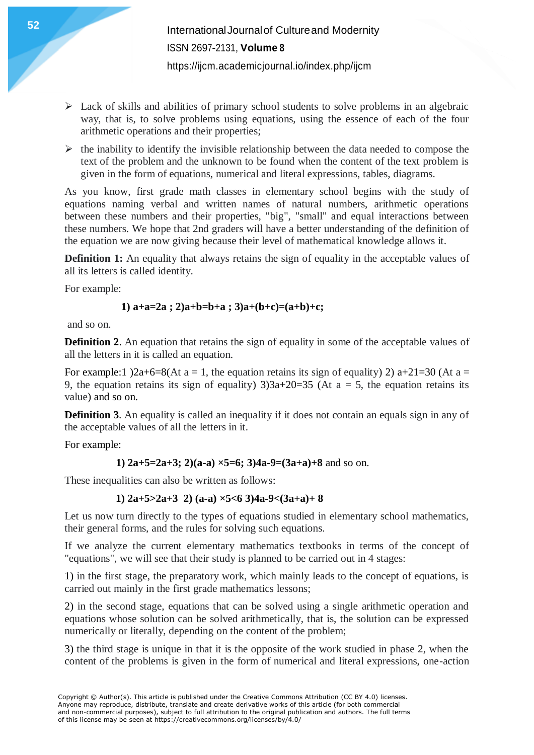- Lack of skills and abilities of primary school students to solve problems in an algebraic way, that is, to solve problems using equations, using the essence of each of the four arithmetic operations and their properties;
- the inability to identify the invisible relationship between the data needed to compose the text of the problem and the unknown to be found when the content of the text problem is given in the form of equations, numerical and literal expressions, tables, diagrams.

As you know, first grade math classes in elementary school begins with the study of equations naming verbal and written names of natural numbers, arithmetic operations between these numbers and their properties, "big", "small" and equal interactions between these numbers. We hope that 2nd graders will have a better understanding of the definition of the equation we are now giving because their level of mathematical knowledge allows it.

**Definition 1:** An equality that always retains the sign of equality in the acceptable values of all its letters is called identity.

For example:

$$1)\ a+a=2a\ ;\ 2) a+b=b+a\ ;\ 3) a+(b+c)=(a+b)+c;$$

and so on.

**Definition 2**. An equation that retains the sign of equality in some of the acceptable values of all the letters in it is called an equation.

For example:1 )$2a+6=8$(At $a = 1$, the equation retains its sign of equality) 2) $a+21=30$ (At $a = 9$, the equation retains its sign of equality) 3)$3a+20=35$ (At $a = 5$, the equation retains its value) and so on.

**Definition 3**. An equality is called an inequality if it does not contain an equals sign in any of the acceptable values of all the letters in it.

For example:

$$1)\ 2a+5=2a+3;\ 2)(a-a)\times 5=6;\ 3) 4a-9=(3a+a)+8$$ and so on.

These inequalities can also be written as follows:

$$1)\ 2a+5>2a+3\quad 2)\ (a-a)\times 5<6\quad 3) 4a-9<(3a+a)+8$$

Let us now turn directly to the types of equations studied in elementary school mathematics, their general forms, and the rules for solving such equations.

If we analyze the current elementary mathematics textbooks in terms of the concept of "equations", we will see that their study is planned to be carried out in 4 stages:

1) in the first stage, the preparatory work, which mainly leads to the concept of equations, is carried out mainly in the first grade mathematics lessons;

2) in the second stage, equations that can be solved using a single arithmetic operation and equations whose solution can be solved arithmetically, that is, the solution can be expressed numerically or literally, depending on the content of the problem;

3) the third stage is unique in that it is the opposite of the work studied in phase 2, when the content of the problems is given in the form of numerical and literal expressions, one-action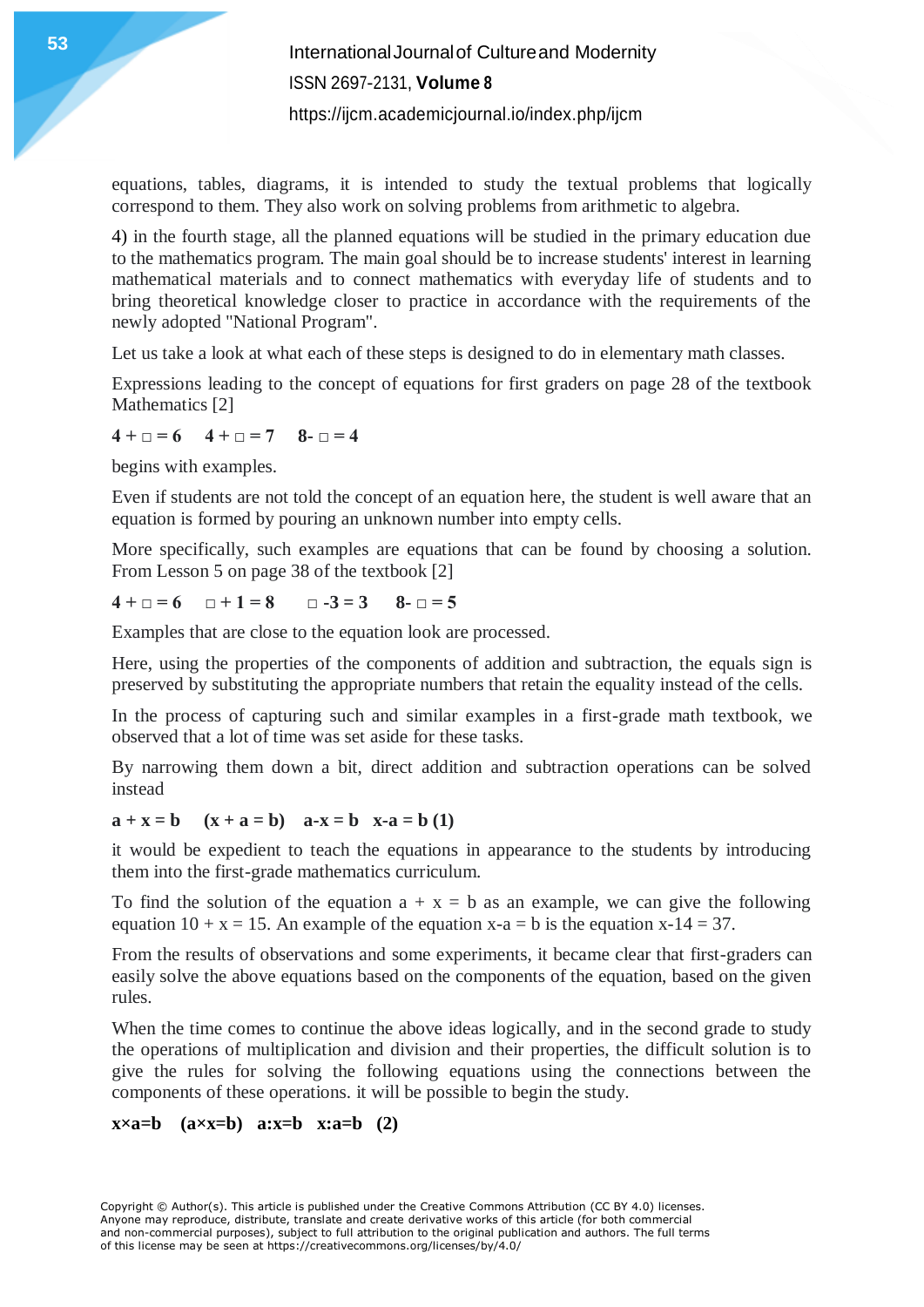equations, tables, diagrams, it is intended to study the textual problems that logically correspond to them. They also work on solving problems from arithmetic to algebra.

4) in the fourth stage, all the planned equations will be studied in the primary education due to the mathematics program. The main goal should be to increase students' interest in learning mathematical materials and to connect mathematics with everyday life of students and to bring theoretical knowledge closer to practice in accordance with the requirements of the newly adopted "National Program".

Let us take a look at what each of these steps is designed to do in elementary math classes.

Expressions leading to the concept of equations for first graders on page 28 of the textbook Mathematics [2]

**4 + □ = 6    4 + □ = 7    8- □ = 4**

begins with examples.

Even if students are not told the concept of an equation here, the student is well aware that an equation is formed by pouring an unknown number into empty cells.

More specifically, such examples are equations that can be found by choosing a solution. From Lesson 5 on page 38 of the textbook [2]

**4 + □ = 6    □ + 1 = 8    □ -3 = 3    8- □ = 5**

Examples that are close to the equation look are processed.

Here, using the properties of the components of addition and subtraction, the equals sign is preserved by substituting the appropriate numbers that retain the equality instead of the cells.

In the process of capturing such and similar examples in a first-grade math textbook, we observed that a lot of time was set aside for these tasks.

By narrowing them down a bit, direct addition and subtraction operations can be solved instead

**a + x = b    (x + a = b)    a-x = b    x-a = b (1)**

it would be expedient to teach the equations in appearance to the students by introducing them into the first-grade mathematics curriculum.

To find the solution of the equation a + x = b as an example, we can give the following equation 10 + x = 15. An example of the equation x-a = b is the equation x-14 = 37.

From the results of observations and some experiments, it became clear that first-graders can easily solve the above equations based on the components of the equation, based on the given rules.

When the time comes to continue the above ideas logically, and in the second grade to study the operations of multiplication and division and their properties, the difficult solution is to give the rules for solving the following equations using the connections between the components of these operations. it will be possible to begin the study.

**x×a=b    (a×x=b)    a:x=b    x:a=b    (2)**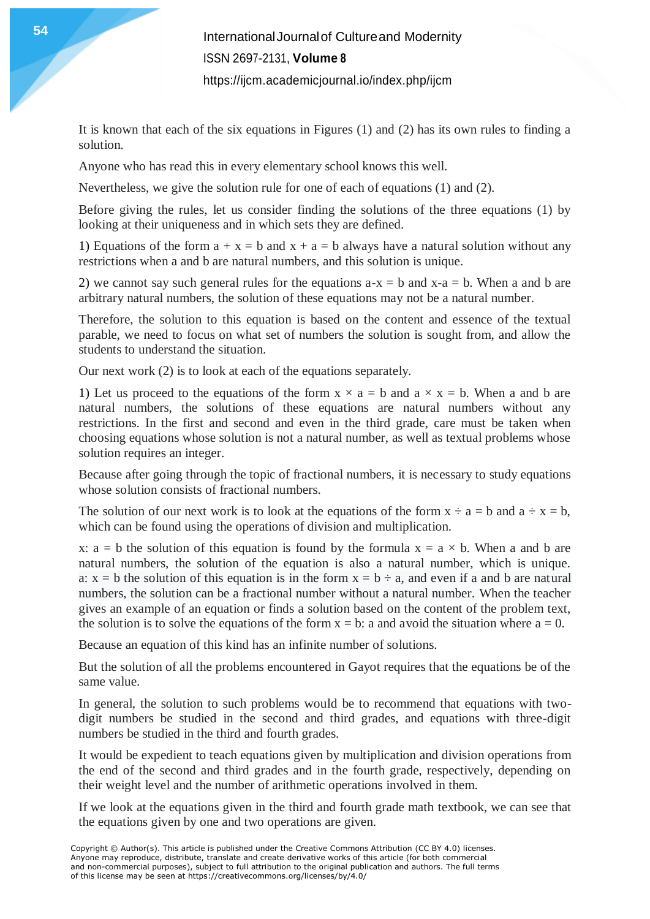It is known that each of the six equations in Figures (1) and (2) has its own rules to finding a solution.

Anyone who has read this in every elementary school knows this well.

Nevertheless, we give the solution rule for one of each of equations (1) and (2).

Before giving the rules, let us consider finding the solutions of the three equations (1) by looking at their uniqueness and in which sets they are defined.

1) Equations of the form $a + x = b$ and $x + a = b$ always have a natural solution without any restrictions when a and b are natural numbers, and this solution is unique.

2) we cannot say such general rules for the equations $a-x = b$ and $x-a = b$. When a and b are arbitrary natural numbers, the solution of these equations may not be a natural number.

Therefore, the solution to this equation is based on the content and essence of the textual parable, we need to focus on what set of numbers the solution is sought from, and allow the students to understand the situation.

Our next work (2) is to look at each of the equations separately.

1) Let us proceed to the equations of the form $x \times a = b$ and $a \times x = b$. When a and b are natural numbers, the solutions of these equations are natural numbers without any restrictions. In the first and second and even in the third grade, care must be taken when choosing equations whose solution is not a natural number, as well as textual problems whose solution requires an integer.

Because after going through the topic of fractional numbers, it is necessary to study equations whose solution consists of fractional numbers.

The solution of our next work is to look at the equations of the form $x \div a = b$ and $a \div x = b$, which can be found using the operations of division and multiplication.

$x: a = b$ the solution of this equation is found by the formula $x = a \times b$. When a and b are natural numbers, the solution of the equation is also a natural number, which is unique. $a: x = b$ the solution of this equation is in the form $x = b \div a$, and even if a and b are natural numbers, the solution can be a fractional number without a natural number. When the teacher gives an example of an equation or finds a solution based on the content of the problem text, the solution is to solve the equations of the form $x = b: a$ and avoid the situation where $a = 0$.

Because an equation of this kind has an infinite number of solutions.

But the solution of all the problems encountered in Gayot requires that the equations be of the same value.

In general, the solution to such problems would be to recommend that equations with two-digit numbers be studied in the second and third grades, and equations with three-digit numbers be studied in the third and fourth grades.

It would be expedient to teach equations given by multiplication and division operations from the end of the second and third grades and in the fourth grade, respectively, depending on their weight level and the number of arithmetic operations involved in them.

If we look at the equations given in the third and fourth grade math textbook, we can see that the equations given by one and two operations are given.

Copyright © Author(s). This article is published under the Creative Commons Attribution (CC BY 4.0) licenses. Anyone may reproduce, distribute, translate and create derivative works of this article (for both commercial and non-commercial purposes), subject to full attribution to the original publication and authors. The full terms of this license may be seen at https://creativecommons.org/licenses/by/4.0/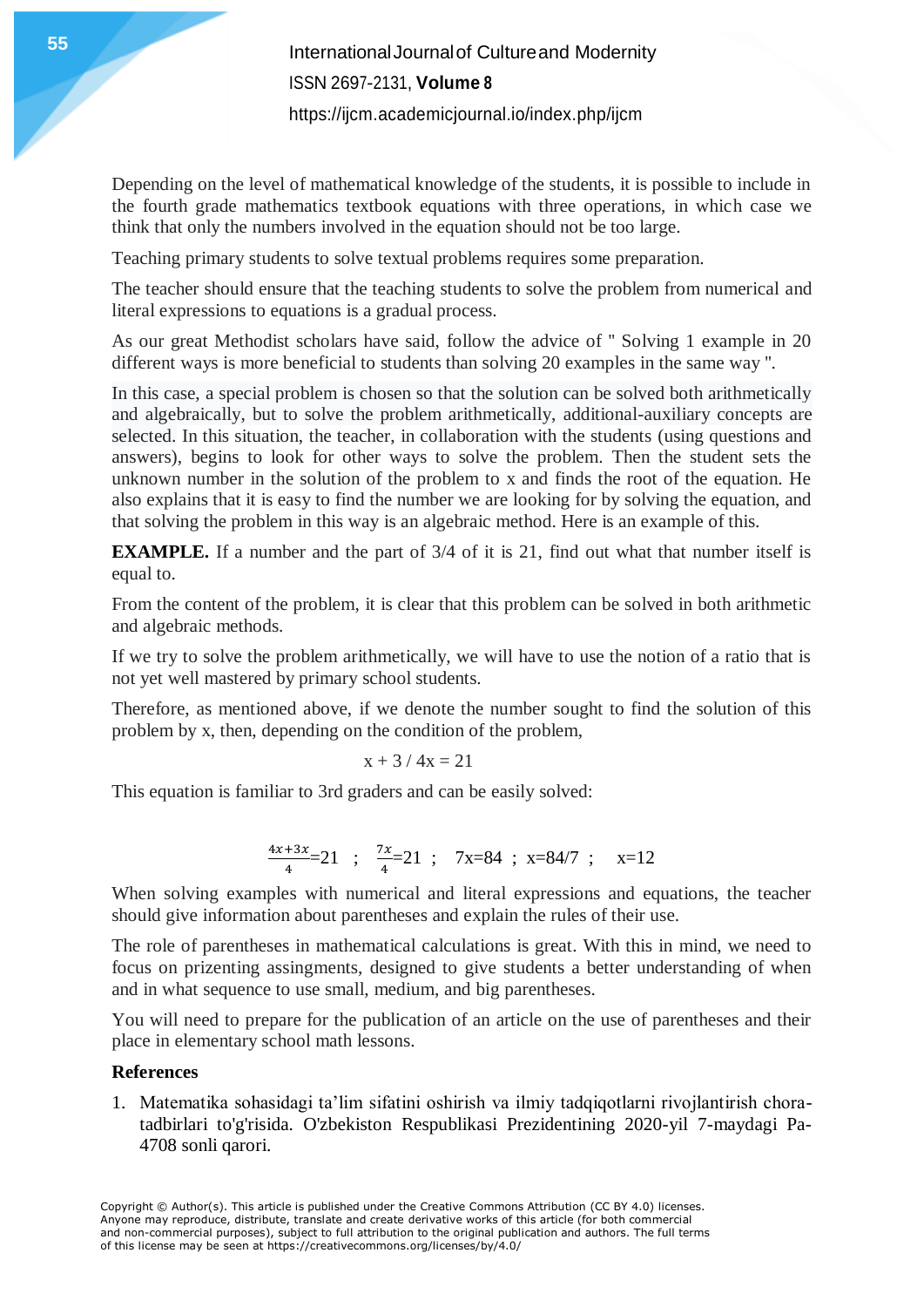Depending on the level of mathematical knowledge of the students, it is possible to include in the fourth grade mathematics textbook equations with three operations, in which case we think that only the numbers involved in the equation should not be too large.

Teaching primary students to solve textual problems requires some preparation.

The teacher should ensure that the teaching students to solve the problem from numerical and literal expressions to equations is a gradual process.

As our great Methodist scholars have said, follow the advice of " Solving 1 example in 20 different ways is more beneficial to students than solving 20 examples in the same way ".

In this case, a special problem is chosen so that the solution can be solved both arithmetically and algebraically, but to solve the problem arithmetically, additional-auxiliary concepts are selected. In this situation, the teacher, in collaboration with the students (using questions and answers), begins to look for other ways to solve the problem. Then the student sets the unknown number in the solution of the problem to x and finds the root of the equation. He also explains that it is easy to find the number we are looking for by solving the equation, and that solving the problem in this way is an algebraic method. Here is an example of this.

**EXAMPLE.** If a number and the part of 3/4 of it is 21, find out what that number itself is equal to.

From the content of the problem, it is clear that this problem can be solved in both arithmetic and algebraic methods.

If we try to solve the problem arithmetically, we will have to use the notion of a ratio that is not yet well mastered by primary school students.

Therefore, as mentioned above, if we denote the number sought to find the solution of this problem by x, then, depending on the condition of the problem,

$$x + 3 / 4x = 21$$

This equation is familiar to 3rd graders and can be easily solved:

$$\frac{4x+3x}{4}=21 \;\; ; \;\; \frac{7x}{4}=21 \;\; ; \;\; 7x=84 \;\; ; \;\; x=84/7 \;\; ; \;\; x=12$$

When solving examples with numerical and literal expressions and equations, the teacher should give information about parentheses and explain the rules of their use.

The role of parentheses in mathematical calculations is great. With this in mind, we need to focus on prizenting assingments, designed to give students a better understanding of when and in what sequence to use small, medium, and big parentheses.

You will need to prepare for the publication of an article on the use of parentheses and their place in elementary school math lessons.

## References

1. Matematika sohasidagi ta'lim sifatini oshirish va ilmiy tadqiqotlarni rivojlantirish chora-tadbirlari to'g'risida. O'zbekiston Respublikasi Prezidentining 2020-yil 7-maydagi Pa-4708 sonli qarori.

Copyright © Author(s). This article is published under the Creative Commons Attribution (CC BY 4.0) licenses. Anyone may reproduce, distribute, translate and create derivative works of this article (for both commercial and non-commercial purposes), subject to full attribution to the original publication and authors. The full terms of this license may be seen at https://creativecommons.org/licenses/by/4.0/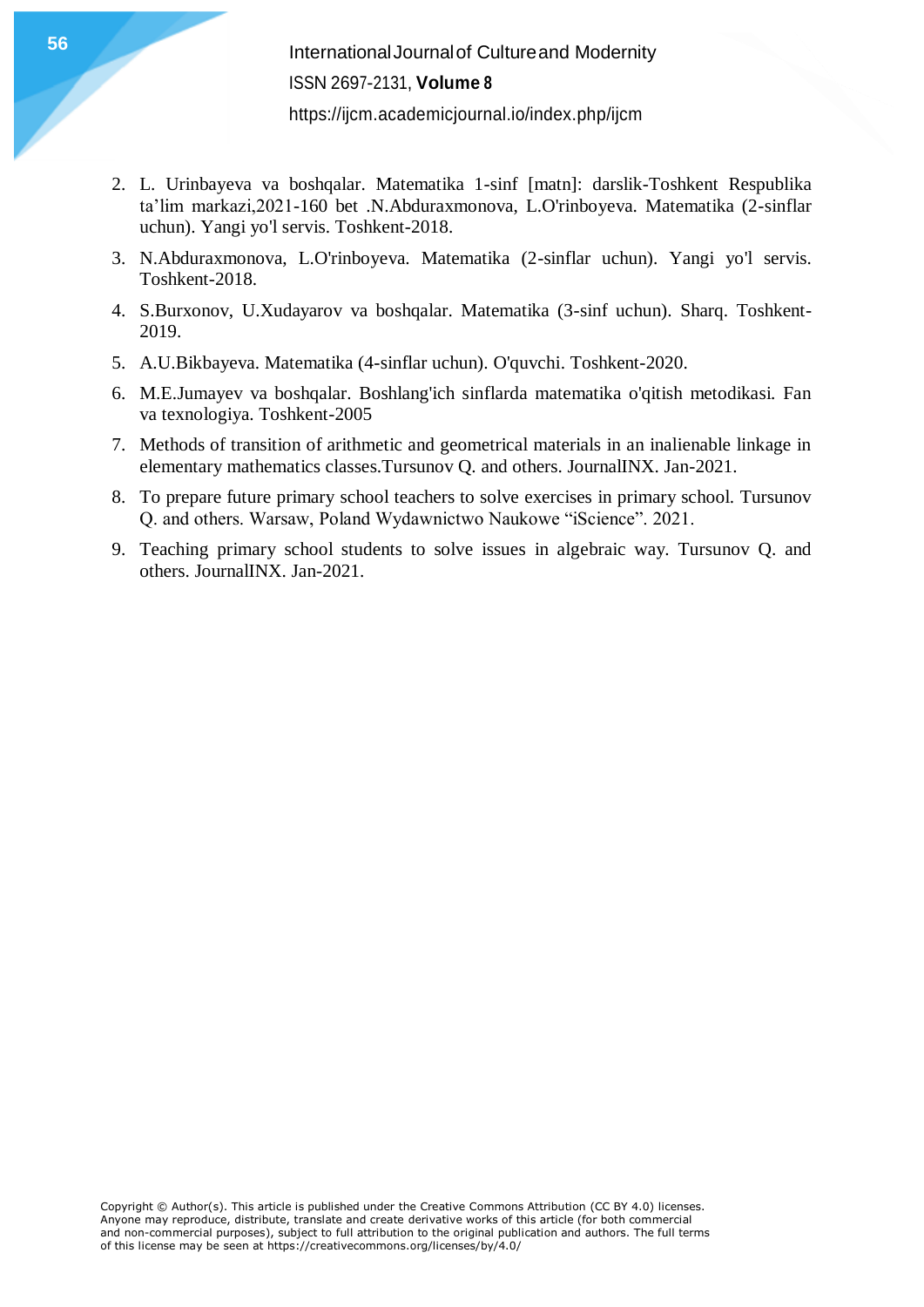2. L. Urinbayeva va boshqalar. Matematika 1-sinf [matn]: darslik-Toshkent Respublika ta'lim markazi,2021-160 bet .N.Abduraxmonova, L.O'rinboyeva. Matematika (2-sinflar uchun). Yangi yo'l servis. Toshkent-2018.
3. N.Abduraxmonova, L.O'rinboyeva. Matematika (2-sinflar uchun). Yangi yo'l servis. Toshkent-2018.
4. S.Burxonov, U.Xudayarov va boshqalar. Matematika (3-sinf uchun). Sharq. Toshkent-2019.
5. A.U.Bikbayeva. Matematika (4-sinflar uchun). O'quvchi. Toshkent-2020.
6. M.E.Jumayev va boshqalar. Boshlang'ich sinflarda matematika o'qitish metodikasi. Fan va texnologiya. Toshkent-2005
7. Methods of transition of arithmetic and geometrical materials in an inalienable linkage in elementary mathematics classes.Tursunov Q. and others. JournalINX. Jan-2021.
8. To prepare future primary school teachers to solve exercises in primary school. Tursunov Q. and others. Warsaw, Poland Wydawnictwo Naukowe "iScience". 2021.
9. Teaching primary school students to solve issues in algebraic way. Tursunov Q. and others. JournalINX. Jan-2021.